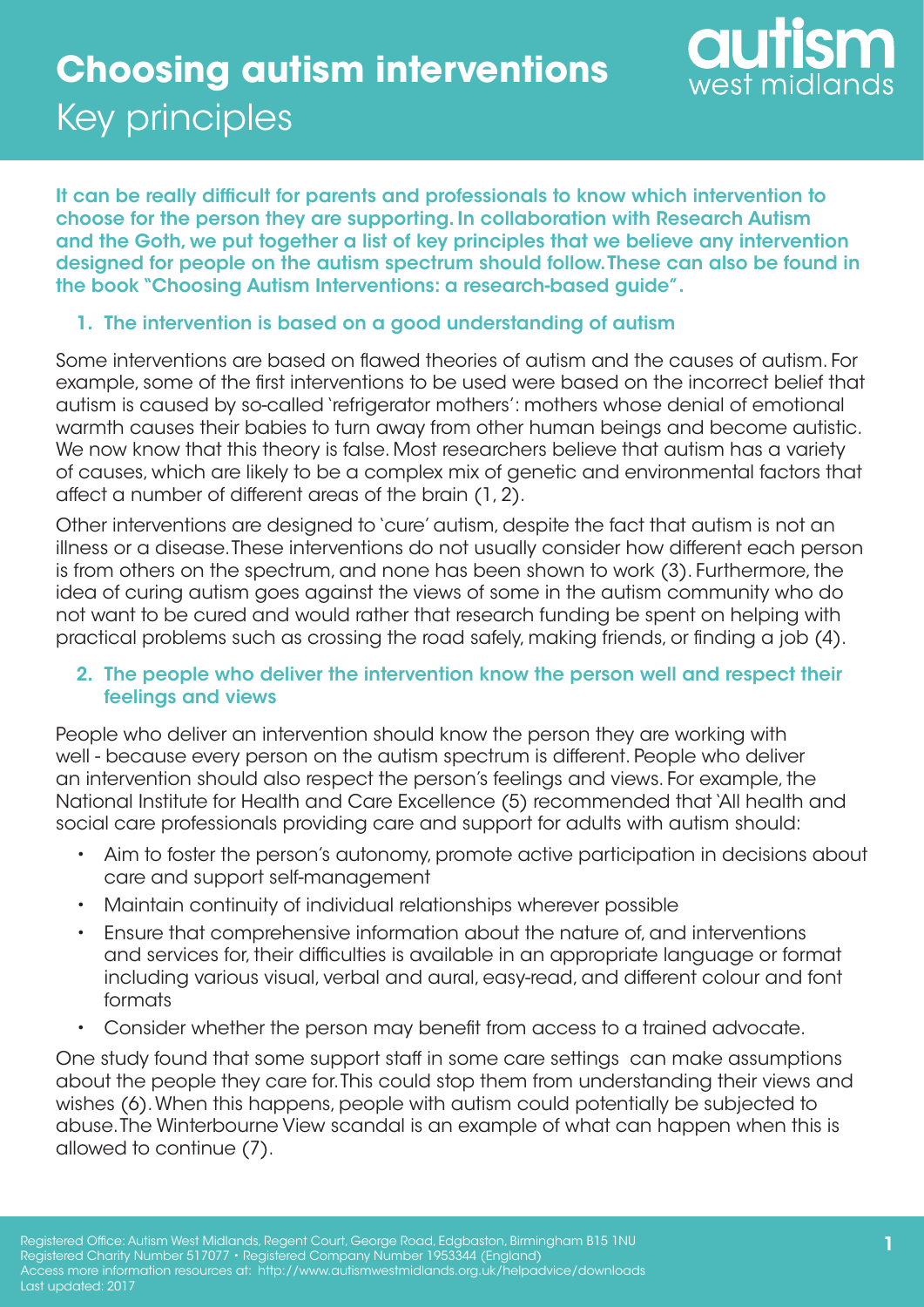# Choosing autism interventions

## Key principles

**It can be really difficult for parents and professionals to know which intervention to choose for the person they are supporting. In collaboration with Research Autism and the Goth, we put together a list of key principles that we believe any intervention designed for people on the autism spectrum should follow. These can also be found in the book "Choosing Autism Interventions: a research-based guide".**

### 1. The intervention is based on a good understanding of autism

Some interventions are based on flawed theories of autism and the causes of autism. For example, some of the first interventions to be used were based on the incorrect belief that autism is caused by so-called 'refrigerator mothers': mothers whose denial of emotional warmth causes their babies to turn away from other human beings and become autistic. We now know that this theory is false. Most researchers believe that autism has a variety of causes, which are likely to be a complex mix of genetic and environmental factors that affect a number of different areas of the brain (1, 2).

Other interventions are designed to 'cure' autism, despite the fact that autism is not an illness or a disease. These interventions do not usually consider how different each person is from others on the spectrum, and none has been shown to work (3). Furthermore, the idea of curing autism goes against the views of some in the autism community who do not want to be cured and would rather that research funding be spent on helping with practical problems such as crossing the road safely, making friends, or finding a job (4).

### 2. The people who deliver the intervention know the person well and respect their feelings and views

People who deliver an intervention should know the person they are working with well - because every person on the autism spectrum is different. People who deliver an intervention should also respect the person's feelings and views. For example, the National Institute for Health and Care Excellence (5) recommended that 'All health and social care professionals providing care and support for adults with autism should:

- Aim to foster the person's autonomy, promote active participation in decisions about care and support self-management
- Maintain continuity of individual relationships wherever possible
- Ensure that comprehensive information about the nature of, and interventions and services for, their difficulties is available in an appropriate language or format including various visual, verbal and aural, easy-read, and different colour and font formats
- Consider whether the person may benefit from access to a trained advocate.

One study found that some support staff in some care settings can make assumptions about the people they care for. This could stop them from understanding their views and wishes (6). When this happens, people with autism could potentially be subjected to abuse. The Winterbourne View scandal is an example of what can happen when this is allowed to continue (7).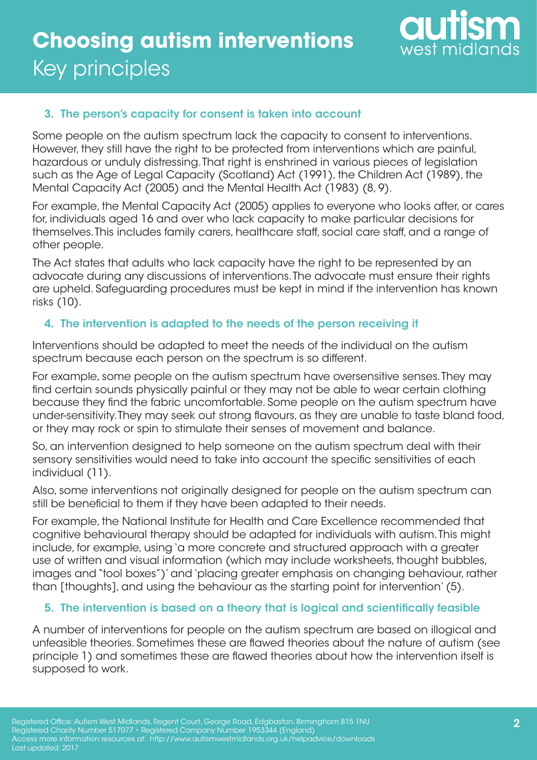### 3. The person's capacity for consent is taken into account

Some people on the autism spectrum lack the capacity to consent to interventions. However, they still have the right to be protected from interventions which are painful, hazardous or unduly distressing. That right is enshrined in various pieces of legislation such as the Age of Legal Capacity (Scotland) Act (1991), the Children Act (1989), the Mental Capacity Act (2005) and the Mental Health Act (1983) (8, 9).

For example, the Mental Capacity Act (2005) applies to everyone who looks after, or cares for, individuals aged 16 and over who lack capacity to make particular decisions for themselves. This includes family carers, healthcare staff, social care staff, and a range of other people.

The Act states that adults who lack capacity have the right to be represented by an advocate during any discussions of interventions. The advocate must ensure their rights are upheld. Safeguarding procedures must be kept in mind if the intervention has known risks (10).

### 4. The intervention is adapted to the needs of the person receiving it

Interventions should be adapted to meet the needs of the individual on the autism spectrum because each person on the spectrum is so different.

For example, some people on the autism spectrum have oversensitive senses. They may find certain sounds physically painful or they may not be able to wear certain clothing because they find the fabric uncomfortable. Some people on the autism spectrum have under-sensitivity. They may seek out strong flavours, as they are unable to taste bland food, or they may rock or spin to stimulate their senses of movement and balance.

So, an intervention designed to help someone on the autism spectrum deal with their sensory sensitivities would need to take into account the specific sensitivities of each individual (11).

Also, some interventions not originally designed for people on the autism spectrum can still be beneficial to them if they have been adapted to their needs.

For example, the National Institute for Health and Care Excellence recommended that cognitive behavioural therapy should be adapted for individuals with autism. This might include, for example, using 'a more concrete and structured approach with a greater use of written and visual information (which may include worksheets, thought bubbles, images and "tool boxes")' and 'placing greater emphasis on changing behaviour, rather than [thoughts], and using the behaviour as the starting point for intervention' (5).

### 5. The intervention is based on a theory that is logical and scientifically feasible

A number of interventions for people on the autism spectrum are based on illogical and unfeasible theories. Sometimes these are flawed theories about the nature of autism (see principle 1) and sometimes these are flawed theories about how the intervention itself is supposed to work.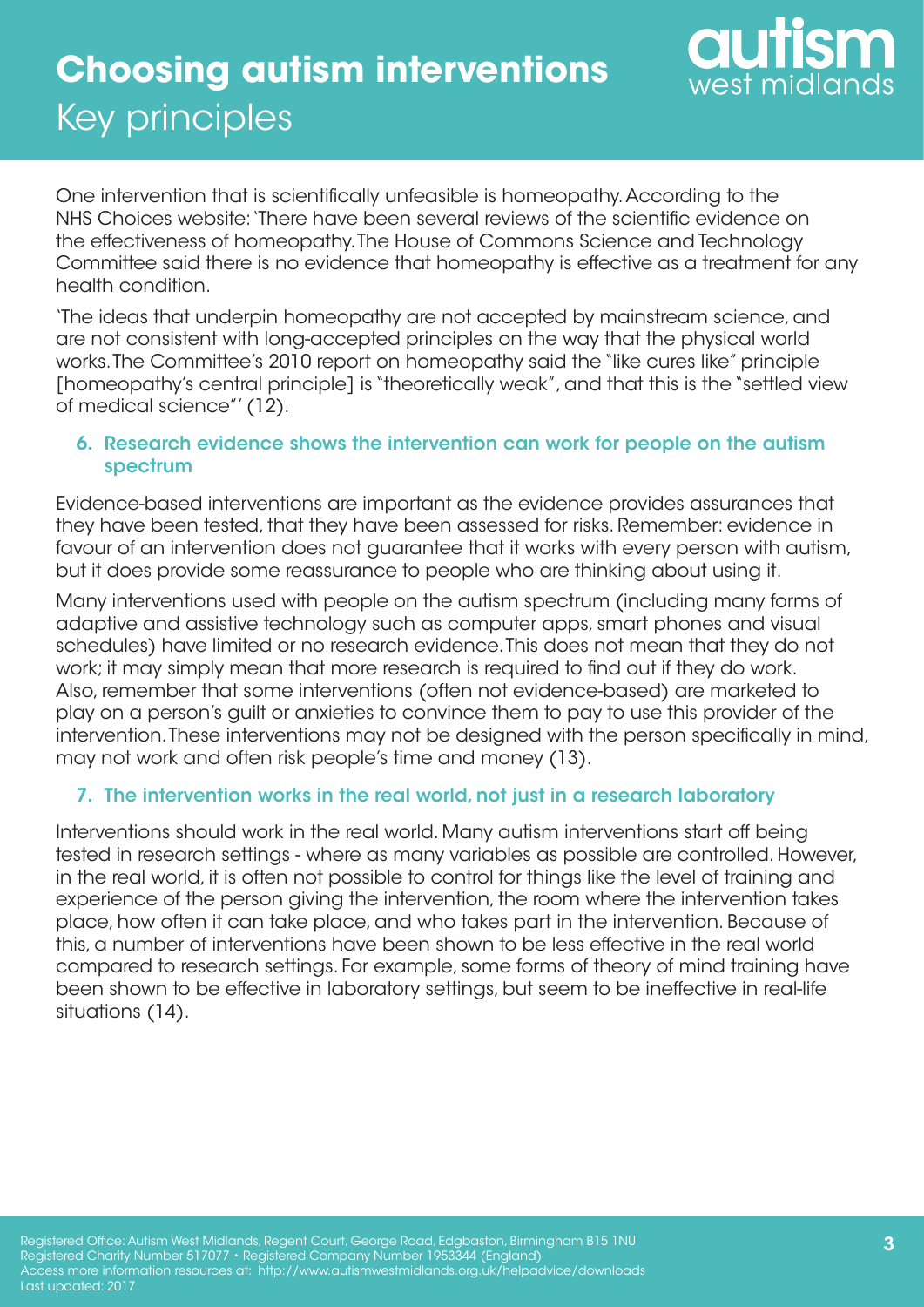One intervention that is scientifically unfeasible is homeopathy. According to the NHS Choices website: 'There have been several reviews of the scientific evidence on the effectiveness of homeopathy. The House of Commons Science and Technology Committee said there is no evidence that homeopathy is effective as a treatment for any health condition.

'The ideas that underpin homeopathy are not accepted by mainstream science, and are not consistent with long-accepted principles on the way that the physical world works. The Committee's 2010 report on homeopathy said the "like cures like" principle [homeopathy's central principle] is "theoretically weak", and that this is the "settled view of medical science"' (12).

### 6. Research evidence shows the intervention can work for people on the autism spectrum

Evidence-based interventions are important as the evidence provides assurances that they have been tested, that they have been assessed for risks. Remember: evidence in favour of an intervention does not guarantee that it works with every person with autism, but it does provide some reassurance to people who are thinking about using it.

Many interventions used with people on the autism spectrum (including many forms of adaptive and assistive technology such as computer apps, smart phones and visual schedules) have limited or no research evidence. This does not mean that they do not work; it may simply mean that more research is required to find out if they do work. Also, remember that some interventions (often not evidence-based) are marketed to play on a person's guilt or anxieties to convince them to pay to use this provider of the intervention. These interventions may not be designed with the person specifically in mind, may not work and often risk people's time and money (13).

### 7. The intervention works in the real world, not just in a research laboratory

Interventions should work in the real world. Many autism interventions start off being tested in research settings - where as many variables as possible are controlled. However, in the real world, it is often not possible to control for things like the level of training and experience of the person giving the intervention, the room where the intervention takes place, how often it can take place, and who takes part in the intervention. Because of this, a number of interventions have been shown to be less effective in the real world compared to research settings. For example, some forms of theory of mind training have been shown to be effective in laboratory settings, but seem to be ineffective in real-life situations (14).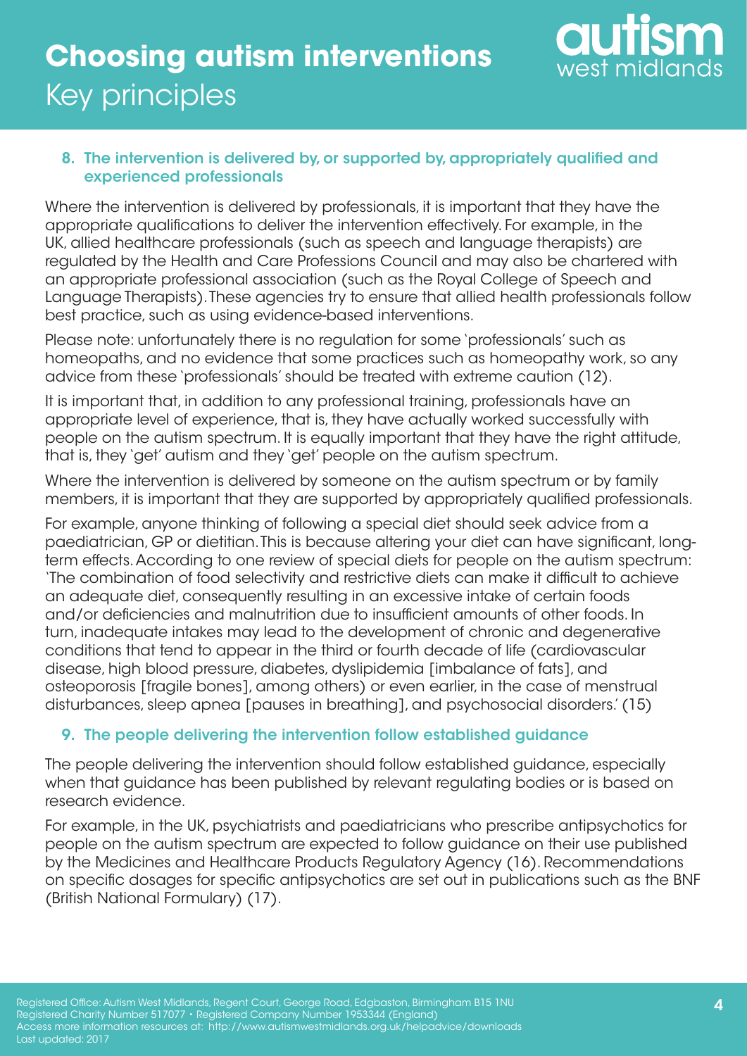### 8. The intervention is delivered by, or supported by, appropriately qualified and experienced professionals

Where the intervention is delivered by professionals, it is important that they have the appropriate qualifications to deliver the intervention effectively. For example, in the UK, allied healthcare professionals (such as speech and language therapists) are regulated by the Health and Care Professions Council and may also be chartered with an appropriate professional association (such as the Royal College of Speech and Language Therapists). These agencies try to ensure that allied health professionals follow best practice, such as using evidence-based interventions.

Please note: unfortunately there is no regulation for some 'professionals' such as homeopaths, and no evidence that some practices such as homeopathy work, so any advice from these 'professionals' should be treated with extreme caution (12).

It is important that, in addition to any professional training, professionals have an appropriate level of experience, that is, they have actually worked successfully with people on the autism spectrum. It is equally important that they have the right attitude, that is, they 'get' autism and they 'get' people on the autism spectrum.

Where the intervention is delivered by someone on the autism spectrum or by family members, it is important that they are supported by appropriately qualified professionals.

For example, anyone thinking of following a special diet should seek advice from a paediatrician, GP or dietitian. This is because altering your diet can have significant, long-term effects. According to one review of special diets for people on the autism spectrum: 'The combination of food selectivity and restrictive diets can make it difficult to achieve an adequate diet, consequently resulting in an excessive intake of certain foods and/or deficiencies and malnutrition due to insufficient amounts of other foods. In turn, inadequate intakes may lead to the development of chronic and degenerative conditions that tend to appear in the third or fourth decade of life (cardiovascular disease, high blood pressure, diabetes, dyslipidemia [imbalance of fats], and osteoporosis [fragile bones], among others) or even earlier, in the case of menstrual disturbances, sleep apnea [pauses in breathing], and psychosocial disorders.' (15)

### 9. The people delivering the intervention follow established guidance

The people delivering the intervention should follow established guidance, especially when that guidance has been published by relevant regulating bodies or is based on research evidence.

For example, in the UK, psychiatrists and paediatricians who prescribe antipsychotics for people on the autism spectrum are expected to follow guidance on their use published by the Medicines and Healthcare Products Regulatory Agency (16). Recommendations on specific dosages for specific antipsychotics are set out in publications such as the BNF (British National Formulary) (17).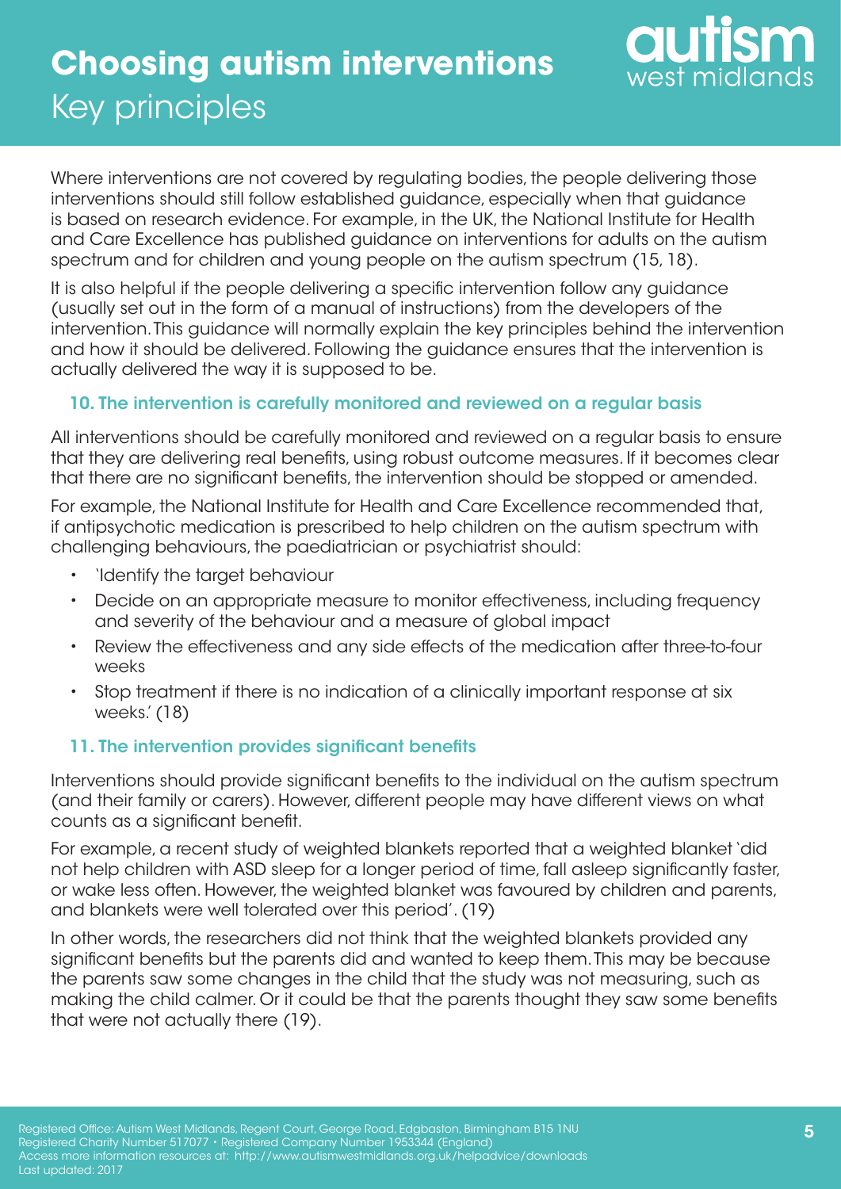Where interventions are not covered by regulating bodies, the people delivering those interventions should still follow established guidance, especially when that guidance is based on research evidence. For example, in the UK, the National Institute for Health and Care Excellence has published guidance on interventions for adults on the autism spectrum and for children and young people on the autism spectrum (15, 18).

It is also helpful if the people delivering a specific intervention follow any guidance (usually set out in the form of a manual of instructions) from the developers of the intervention. This guidance will normally explain the key principles behind the intervention and how it should be delivered. Following the guidance ensures that the intervention is actually delivered the way it is supposed to be.

### 10. The intervention is carefully monitored and reviewed on a regular basis

All interventions should be carefully monitored and reviewed on a regular basis to ensure that they are delivering real benefits, using robust outcome measures. If it becomes clear that there are no significant benefits, the intervention should be stopped or amended.

For example, the National Institute for Health and Care Excellence recommended that, if antipsychotic medication is prescribed to help children on the autism spectrum with challenging behaviours, the paediatrician or psychiatrist should:

- 'Identify the target behaviour
- Decide on an appropriate measure to monitor effectiveness, including frequency and severity of the behaviour and a measure of global impact
- Review the effectiveness and any side effects of the medication after three-to-four weeks
- Stop treatment if there is no indication of a clinically important response at six weeks.' (18)

### 11. The intervention provides significant benefits

Interventions should provide significant benefits to the individual on the autism spectrum (and their family or carers). However, different people may have different views on what counts as a significant benefit.

For example, a recent study of weighted blankets reported that a weighted blanket 'did not help children with ASD sleep for a longer period of time, fall asleep significantly faster, or wake less often. However, the weighted blanket was favoured by children and parents, and blankets were well tolerated over this period'. (19)

In other words, the researchers did not think that the weighted blankets provided any significant benefits but the parents did and wanted to keep them. This may be because the parents saw some changes in the child that the study was not measuring, such as making the child calmer. Or it could be that the parents thought they saw some benefits that were not actually there (19).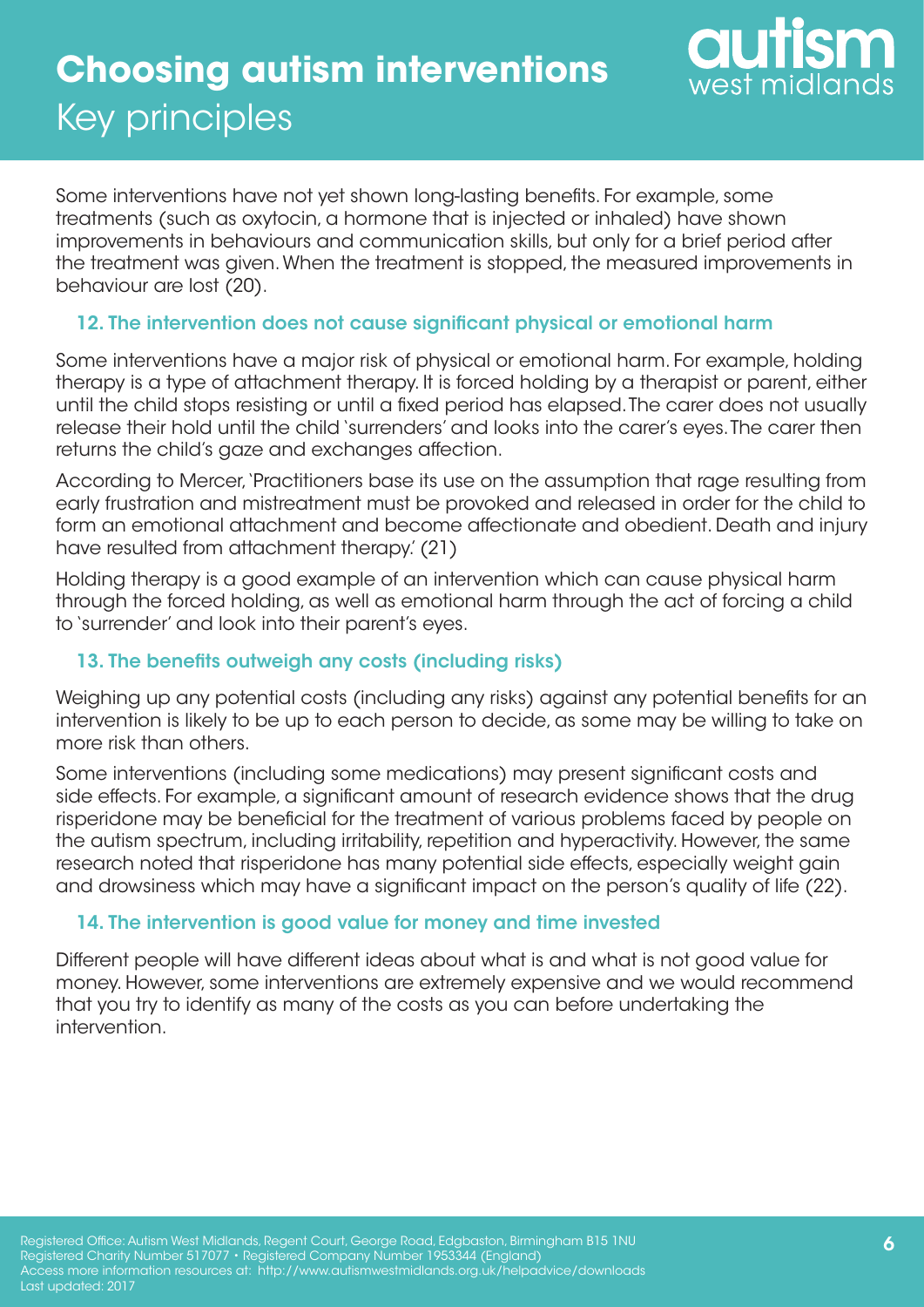Some interventions have not yet shown long-lasting benefits. For example, some treatments (such as oxytocin, a hormone that is injected or inhaled) have shown improvements in behaviours and communication skills, but only for a brief period after the treatment was given. When the treatment is stopped, the measured improvements in behaviour are lost (20).

### 12. The intervention does not cause significant physical or emotional harm

Some interventions have a major risk of physical or emotional harm. For example, holding therapy is a type of attachment therapy. It is forced holding by a therapist or parent, either until the child stops resisting or until a fixed period has elapsed. The carer does not usually release their hold until the child 'surrenders' and looks into the carer's eyes. The carer then returns the child's gaze and exchanges affection.

According to Mercer, 'Practitioners base its use on the assumption that rage resulting from early frustration and mistreatment must be provoked and released in order for the child to form an emotional attachment and become affectionate and obedient. Death and injury have resulted from attachment therapy.' (21)

Holding therapy is a good example of an intervention which can cause physical harm through the forced holding, as well as emotional harm through the act of forcing a child to 'surrender' and look into their parent's eyes.

### 13. The benefits outweigh any costs (including risks)

Weighing up any potential costs (including any risks) against any potential benefits for an intervention is likely to be up to each person to decide, as some may be willing to take on more risk than others.

Some interventions (including some medications) may present significant costs and side effects. For example, a significant amount of research evidence shows that the drug risperidone may be beneficial for the treatment of various problems faced by people on the autism spectrum, including irritability, repetition and hyperactivity. However, the same research noted that risperidone has many potential side effects, especially weight gain and drowsiness which may have a significant impact on the person's quality of life (22).

### 14. The intervention is good value for money and time invested

Different people will have different ideas about what is and what is not good value for money. However, some interventions are extremely expensive and we would recommend that you try to identify as many of the costs as you can before undertaking the intervention.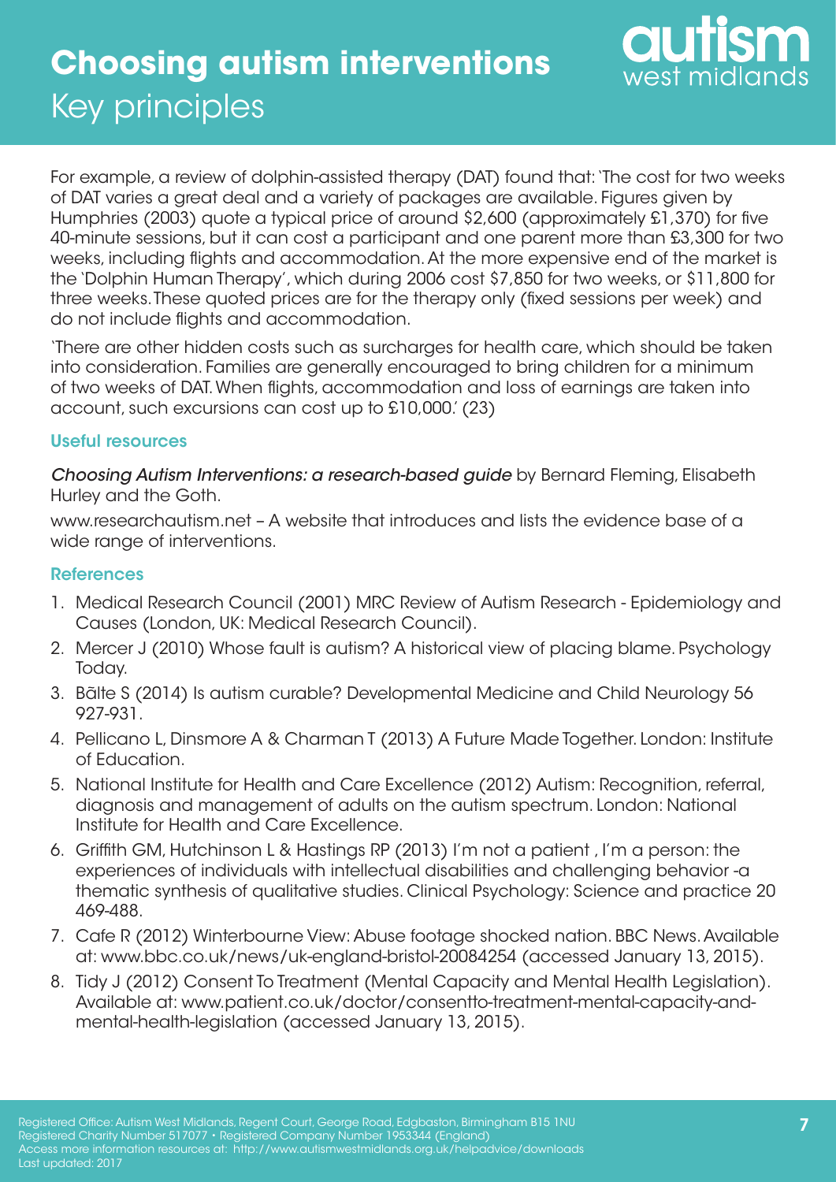For example, a review of dolphin-assisted therapy (DAT) found that: 'The cost for two weeks of DAT varies a great deal and a variety of packages are available. Figures given by Humphries (2003) quote a typical price of around $2,600 (approximately £1,370) for five 40-minute sessions, but it can cost a participant and one parent more than £3,300 for two weeks, including flights and accommodation. At the more expensive end of the market is the 'Dolphin Human Therapy', which during 2006 cost $7,850 for two weeks, or $11,800 for three weeks. These quoted prices are for the therapy only (fixed sessions per week) and do not include flights and accommodation.

'There are other hidden costs such as surcharges for health care, which should be taken into consideration. Families are generally encouraged to bring children for a minimum of two weeks of DAT. When flights, accommodation and loss of earnings are taken into account, such excursions can cost up to £10,000.' (23)

### Useful resources

*Choosing Autism Interventions: a research-based guide* by Bernard Fleming, Elisabeth Hurley and the Goth.

www.researchautism.net – A website that introduces and lists the evidence base of a wide range of interventions.

### References

1. Medical Research Council (2001) MRC Review of Autism Research - Epidemiology and Causes (London, UK: Medical Research Council).
2. Mercer J (2010) Whose fault is autism? A historical view of placing blame. Psychology Today.
3. Bãlte S (2014) Is autism curable? Developmental Medicine and Child Neurology 56 927-931.
4. Pellicano L, Dinsmore A & Charman T (2013) A Future Made Together. London: Institute of Education.
5. National Institute for Health and Care Excellence (2012) Autism: Recognition, referral, diagnosis and management of adults on the autism spectrum. London: National Institute for Health and Care Excellence.
6. Griffith GM, Hutchinson L & Hastings RP (2013) I'm not a patient , I'm a person: the experiences of individuals with intellectual disabilities and challenging behavior -a thematic synthesis of qualitative studies. Clinical Psychology: Science and practice 20 469-488.
7. Cafe R (2012) Winterbourne View: Abuse footage shocked nation. BBC News. Available at: www.bbc.co.uk/news/uk-england-bristol-20084254 (accessed January 13, 2015).
8. Tidy J (2012) Consent To Treatment (Mental Capacity and Mental Health Legislation). Available at: www.patient.co.uk/doctor/consentto-treatment-mental-capacity-and-mental-health-legislation (accessed January 13, 2015).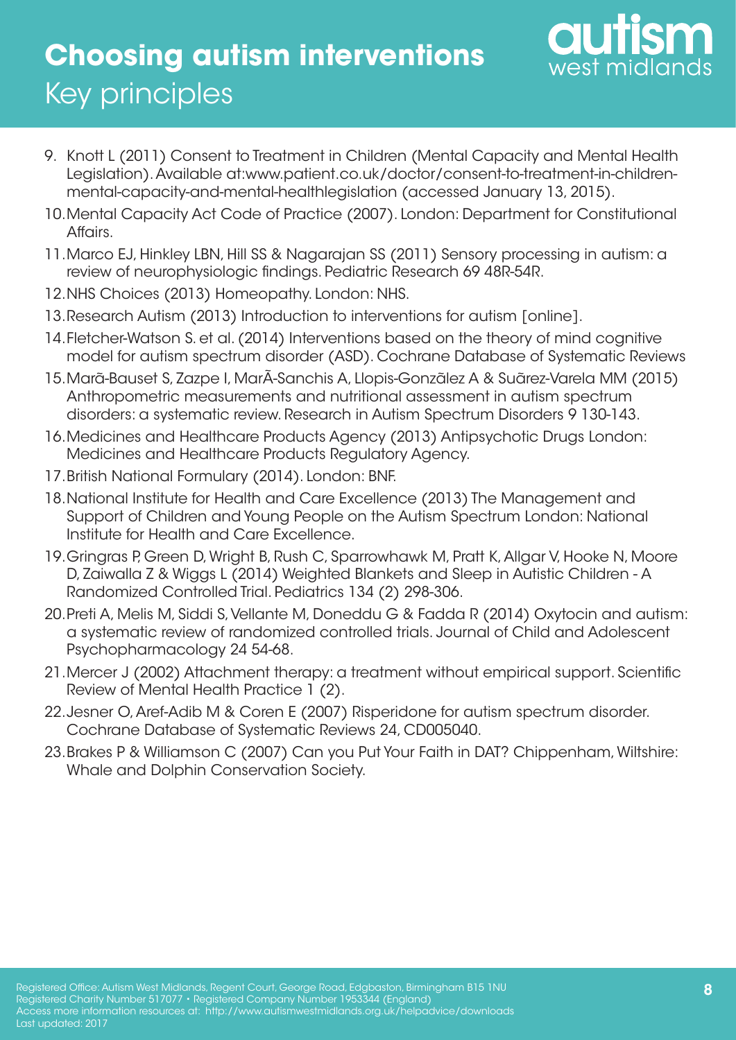9. Knott L (2011) Consent to Treatment in Children (Mental Capacity and Mental Health Legislation). Available at:www.patient.co.uk/doctor/consent-to-treatment-in-children-mental-capacity-and-mental-healthlegislation (accessed January 13, 2015).
10. Mental Capacity Act Code of Practice (2007). London: Department for Constitutional Affairs.
11. Marco EJ, Hinkley LBN, Hill SS & Nagarajan SS (2011) Sensory processing in autism: a review of neurophysiologic findings. Pediatric Research 69 48R-54R.
12. NHS Choices (2013) Homeopathy. London: NHS.
13. Research Autism (2013) Introduction to interventions for autism [online].
14. Fletcher-Watson S. et al. (2014) Interventions based on the theory of mind cognitive model for autism spectrum disorder (ASD). Cochrane Database of Systematic Reviews
15. Marã-Bauset S, Zazpe I, MarÃ-Sanchis A, Llopis-Gonzãlez A & Suãrez-Varela MM (2015) Anthropometric measurements and nutritional assessment in autism spectrum disorders: a systematic review. Research in Autism Spectrum Disorders 9 130-143.
16. Medicines and Healthcare Products Agency (2013) Antipsychotic Drugs London: Medicines and Healthcare Products Regulatory Agency.
17. British National Formulary (2014). London: BNF.
18. National Institute for Health and Care Excellence (2013) The Management and Support of Children and Young People on the Autism Spectrum London: National Institute for Health and Care Excellence.
19. Gringras P, Green D, Wright B, Rush C, Sparrowhawk M, Pratt K, Allgar V, Hooke N, Moore D, Zaiwalla Z & Wiggs L (2014) Weighted Blankets and Sleep in Autistic Children - A Randomized Controlled Trial. Pediatrics 134 (2) 298-306.
20. Preti A, Melis M, Siddi S, Vellante M, Doneddu G & Fadda R (2014) Oxytocin and autism: a systematic review of randomized controlled trials. Journal of Child and Adolescent Psychopharmacology 24 54-68.
21. Mercer J (2002) Attachment therapy: a treatment without empirical support. Scientific Review of Mental Health Practice 1 (2).
22. Jesner O, Aref-Adib M & Coren E (2007) Risperidone for autism spectrum disorder. Cochrane Database of Systematic Reviews 24, CD005040.
23. Brakes P & Williamson C (2007) Can you Put Your Faith in DAT? Chippenham, Wiltshire: Whale and Dolphin Conservation Society.